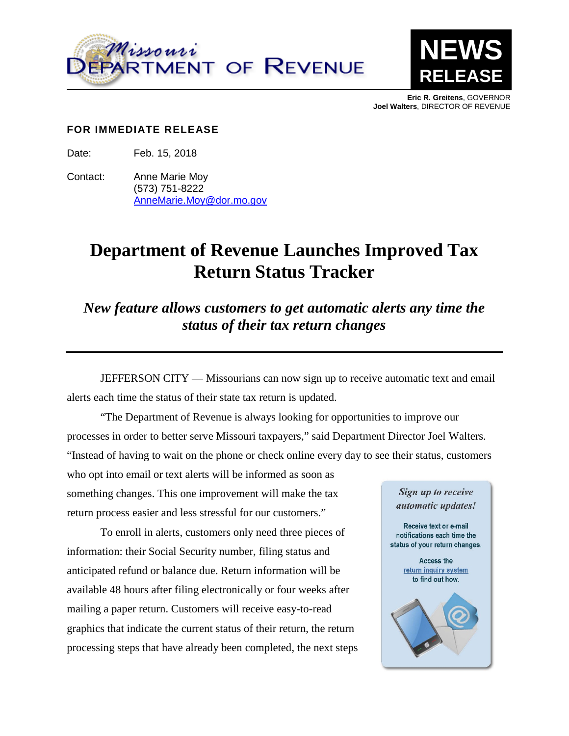Missouri Department of Revenue

**NEWS RELEASE**

**Eric R. Greitens**, GOVERNOR
**Joel Walters**, DIRECTOR OF REVENUE

**FOR IMMEDIATE RELEASE**

Date: Feb. 15, 2018

Contact: Anne Marie Moy
(573) 751-8222
AnneMarie.Moy@dor.mo.gov

# Department of Revenue Launches Improved Tax Return Status Tracker

## *New feature allows customers to get automatic alerts any time the status of their tax return changes*

JEFFERSON CITY — Missourians can now sign up to receive automatic text and email alerts each time the status of their state tax return is updated.

"The Department of Revenue is always looking for opportunities to improve our processes in order to better serve Missouri taxpayers," said Department Director Joel Walters. "Instead of having to wait on the phone or check online every day to see their status, customers who opt into email or text alerts will be informed as soon as something changes. This one improvement will make the tax return process easier and less stressful for our customers."

To enroll in alerts, customers only need three pieces of information: their Social Security number, filing status and anticipated refund or balance due. Return information will be available 48 hours after filing electronically or four weeks after mailing a paper return. Customers will receive easy-to-read graphics that indicate the current status of their return, the return processing steps that have already been completed, the next steps

> ***Sign up to receive automatic updates!***
>
> Receive text or e-mail notifications each time the status of your return changes.
>
> Access the return inquiry system to find out how.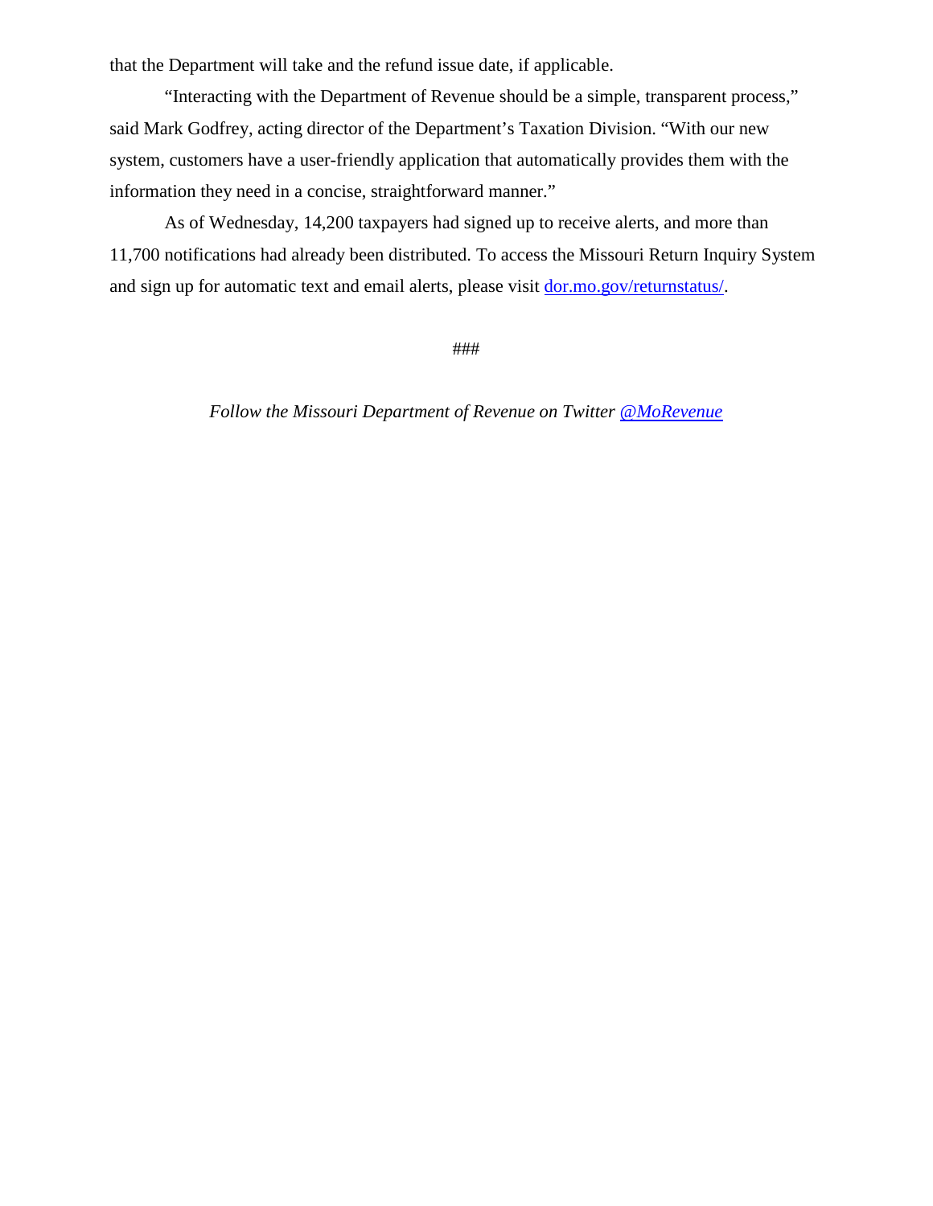that the Department will take and the refund issue date, if applicable.

"Interacting with the Department of Revenue should be a simple, transparent process," said Mark Godfrey, acting director of the Department's Taxation Division. "With our new system, customers have a user-friendly application that automatically provides them with the information they need in a concise, straightforward manner."

As of Wednesday, 14,200 taxpayers had signed up to receive alerts, and more than 11,700 notifications had already been distributed. To access the Missouri Return Inquiry System and sign up for automatic text and email alerts, please visit [dor.mo.gov/returnstatus/](dor.mo.gov/returnstatus/).

###

*Follow the Missouri Department of Revenue on Twitter [@MoRevenue](@MoRevenue)*